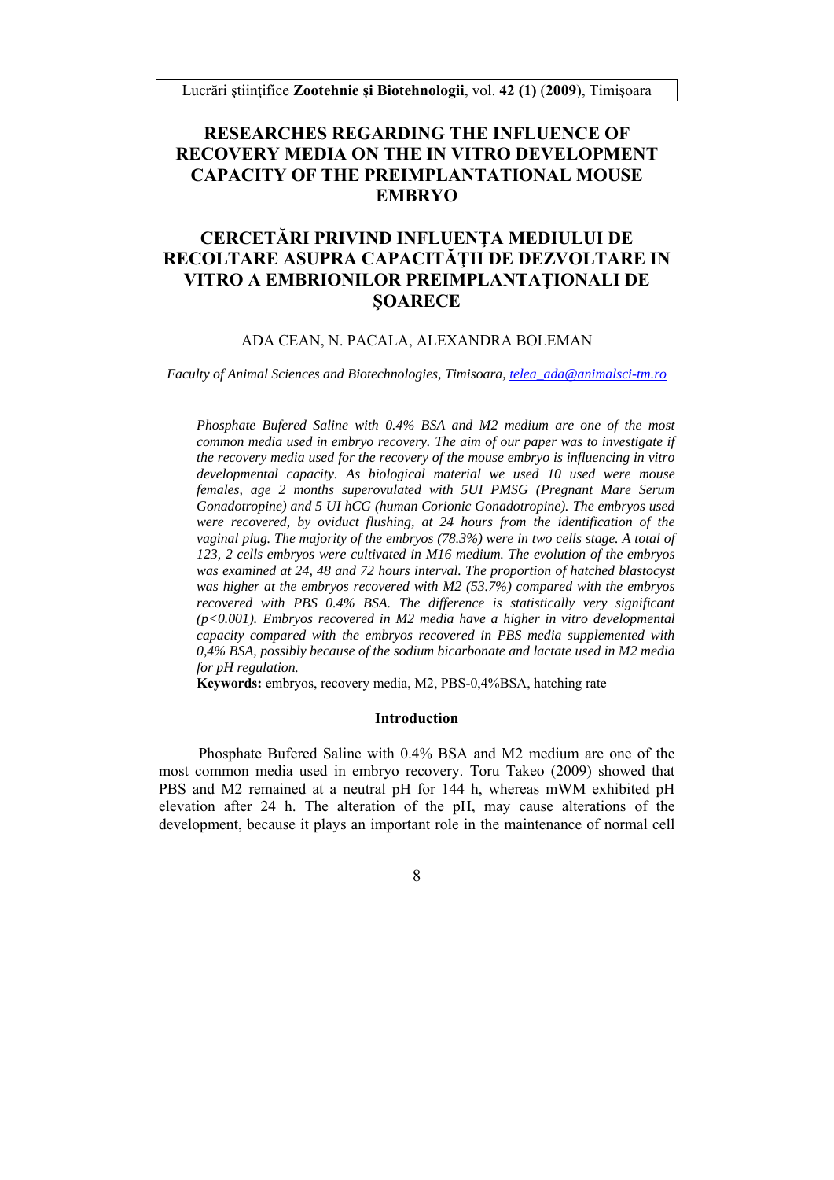# RESEARCHES REGARDING THE INFLUENCE OF RECOVERY MEDIA ON THE IN VITRO DEVELOPMENT CAPACITY OF THE PREIMPLANTATIONAL MOUSE EMBRYO

# CERCETĂRI PRIVIND INFLUENȚA MEDIULUI DE RECOLTARE ASUPRA CAPACITĂȚII DE DEZVOLTARE IN VITRO A EMBRIONILOR PREIMPLANTAȚIONALI DE ȘOARECE

ADA CEAN, N. PACALA, ALEXANDRA BOLEMAN

*Faculty of Animal Sciences and Biotechnologies, Timisoara, telea_ada@animalsci-tm.ro*

*Phosphate Bufered Saline with 0.4% BSA and M2 medium are one of the most common media used in embryo recovery. The aim of our paper was to investigate if the recovery media used for the recovery of the mouse embryo is influencing in vitro developmental capacity. As biological material we used 10 used were mouse females, age 2 months superovulated with 5UI PMSG (Pregnant Mare Serum Gonadotropine) and 5 UI hCG (human Corionic Gonadotropine). The embryos used were recovered, by oviduct flushing, at 24 hours from the identification of the vaginal plug. The majority of the embryos (78.3%) were in two cells stage. A total of 123, 2 cells embryos were cultivated in M16 medium. The evolution of the embryos was examined at 24, 48 and 72 hours interval. The proportion of hatched blastocyst was higher at the embryos recovered with M2 (53.7%) compared with the embryos recovered with PBS 0.4% BSA. The difference is statistically very significant ($p<0.001$). Embryos recovered in M2 media have a higher in vitro developmental capacity compared with the embryos recovered in PBS media supplemented with 0,4% BSA, possibly because of the sodium bicarbonate and lactate used in M2 media for pH regulation.*

**Keywords:** embryos, recovery media, M2, PBS-0,4%BSA, hatching rate

## Introduction

Phosphate Bufered Saline with 0.4% BSA and M2 medium are one of the most common media used in embryo recovery. Toru Takeo (2009) showed that PBS and M2 remained at a neutral pH for 144 h, whereas mWM exhibited pH elevation after 24 h. The alteration of the pH, may cause alterations of the development, because it plays an important role in the maintenance of normal cell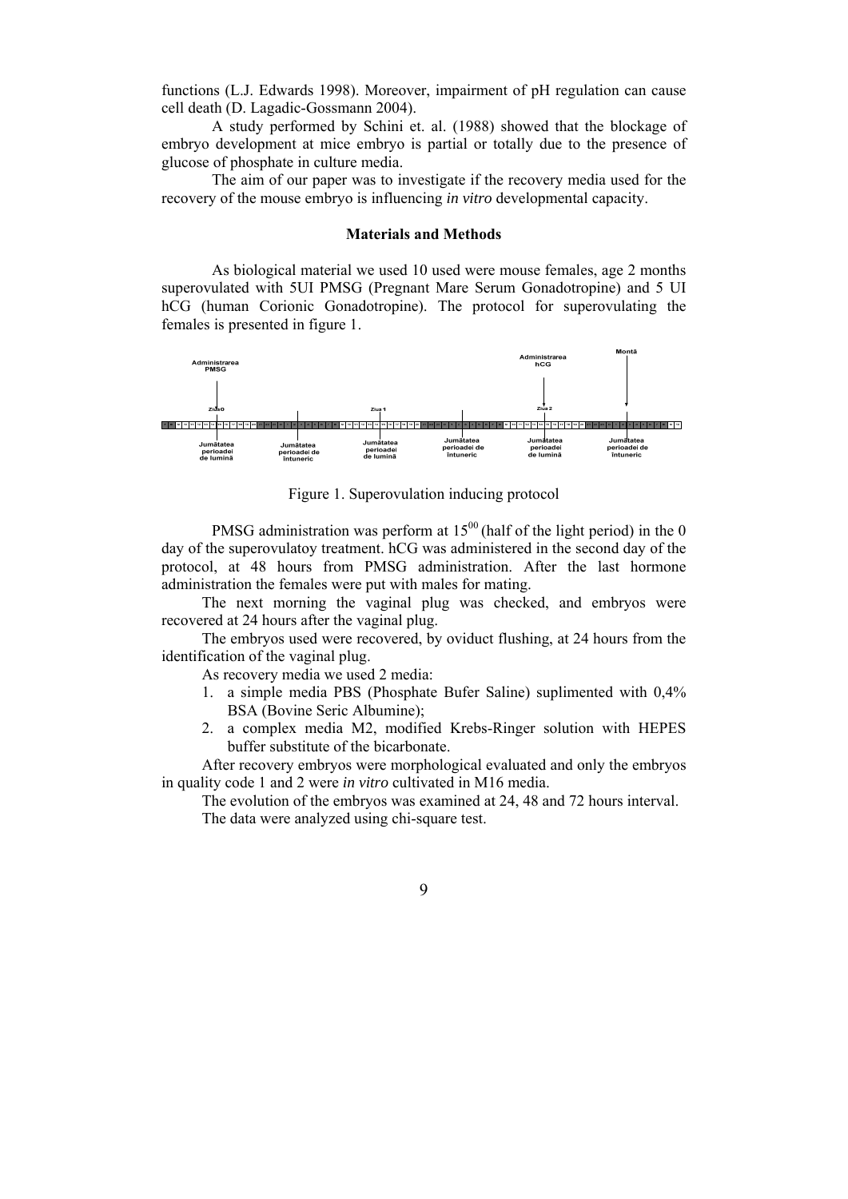functions (L.J. Edwards 1998). Moreover, impairment of pH regulation can cause cell death (D. Lagadic-Gossmann 2004).

A study performed by Schini et. al. (1988) showed that the blockage of embryo development at mice embryo is partial or totally due to the presence of glucose of phosphate in culture media.

The aim of our paper was to investigate if the recovery media used for the recovery of the mouse embryo is influencing *in vitro* developmental capacity.

## Materials and Methods

As biological material we used 10 used were mouse females, age 2 months superovulated with 5UI PMSG (Pregnant Mare Serum Gonadotropine) and 5 UI hCG (human Corionic Gonadotropine). The protocol for superovulating the females is presented in figure 1.

Administrarea PMSG — Ziua 0 — Ziua 1 — Administrarea hCG — Ziua 2 — Montă

Jumătatea perioadei de lumină — Jumătatea perioadei de întuneric — Jumătatea perioadei de lumină — Jumătatea perioadei de întuneric — Jumătatea perioadei de lumină — Jumătatea perioadei de întuneric

Figure 1. Superovulation inducing protocol

PMSG administration was perform at $15^{00}$ (half of the light period) in the 0 day of the superovulatoy treatment. hCG was administered in the second day of the protocol, at 48 hours from PMSG administration. After the last hormone administration the females were put with males for mating.

The next morning the vaginal plug was checked, and embryos were recovered at 24 hours after the vaginal plug.

The embryos used were recovered, by oviduct flushing, at 24 hours from the identification of the vaginal plug.

As recovery media we used 2 media:

1. a simple media PBS (Phosphate Bufer Saline) suplimented with 0,4% BSA (Bovine Seric Albumine);
2. a complex media M2, modified Krebs-Ringer solution with HEPES buffer substitute of the bicarbonate.

After recovery embryos were morphological evaluated and only the embryos in quality code 1 and 2 were *in vitro* cultivated in M16 media.

The evolution of the embryos was examined at 24, 48 and 72 hours interval.

The data were analyzed using chi-square test.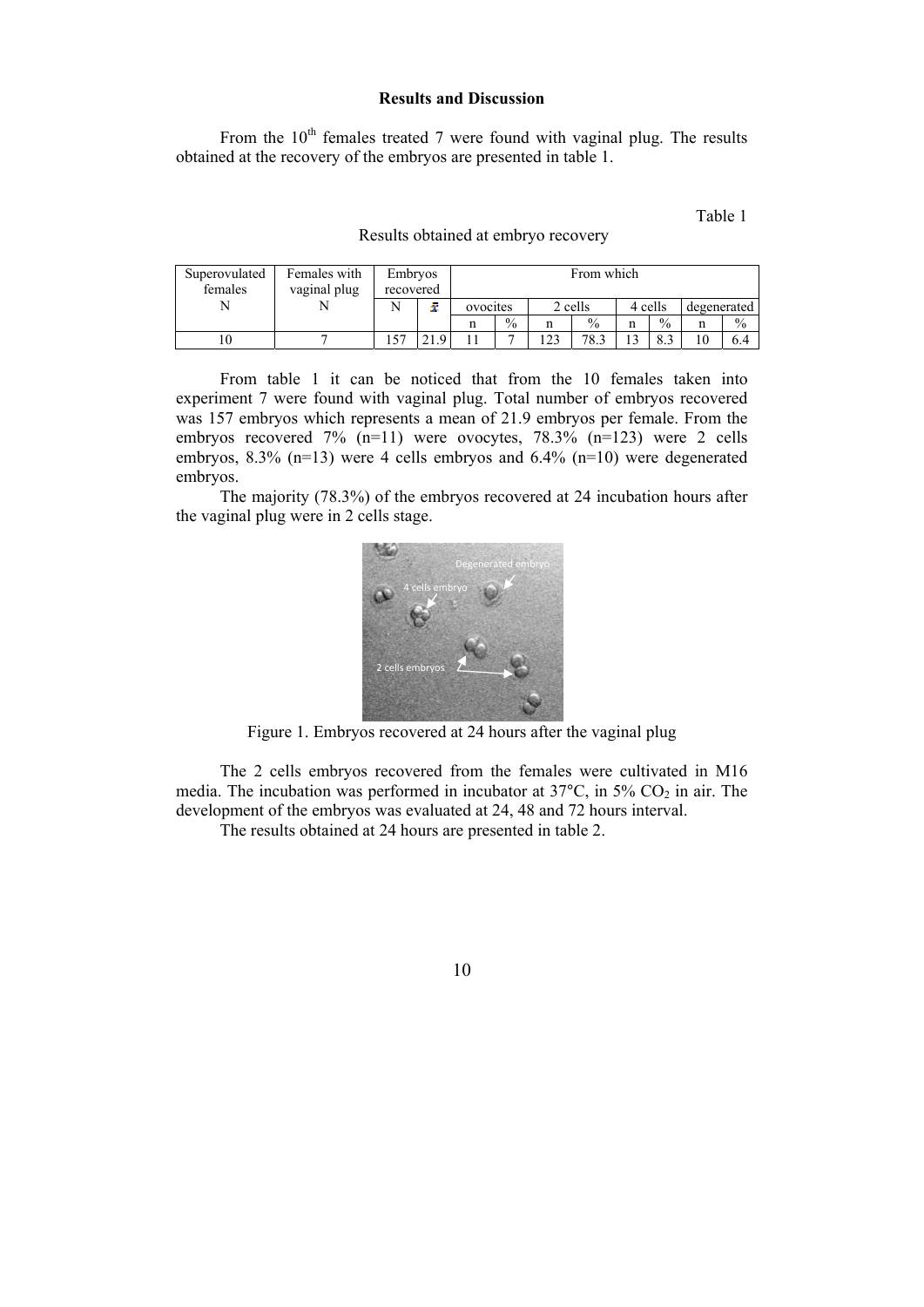**Results and Discussion**

From the 10[th] females treated 7 were found with vaginal plug. The results obtained at the recovery of the embryos are presented in table 1.

Table 1

Results obtained at embryo recovery

| Superovulated females | Females with vaginal plug | Embryos recovered | | From which | | | | | | | |
|---|---|---|---|---|---|---|---|---|---|---|---|
| N | N | N | $\bar{x}$ | ovocites | | 2 cells | | 4 cells | | degenerated | |
| | | | | n | % | n | % | n | % | n | % |
| 10 | 7 | 157 | 21.9 | 11 | 7 | 123 | 78.3 | 13 | 8.3 | 10 | 6.4 |

From table 1 it can be noticed that from the 10 females taken into experiment 7 were found with vaginal plug. Total number of embryos recovered was 157 embryos which represents a mean of 21.9 embryos per female. From the embryos recovered 7% (n=11) were ovocytes, 78.3% (n=123) were 2 cells embryos, 8.3% (n=13) were 4 cells embryos and 6.4% (n=10) were degenerated embryos.

The majority (78.3%) of the embryos recovered at 24 incubation hours after the vaginal plug were in 2 cells stage.

Figure 1. Embryos recovered at 24 hours after the vaginal plug

The 2 cells embryos recovered from the females were cultivated in M16 media. The incubation was performed in incubator at 37°C, in 5% $CO_2$ in air. The development of the embryos was evaluated at 24, 48 and 72 hours interval.

The results obtained at 24 hours are presented in table 2.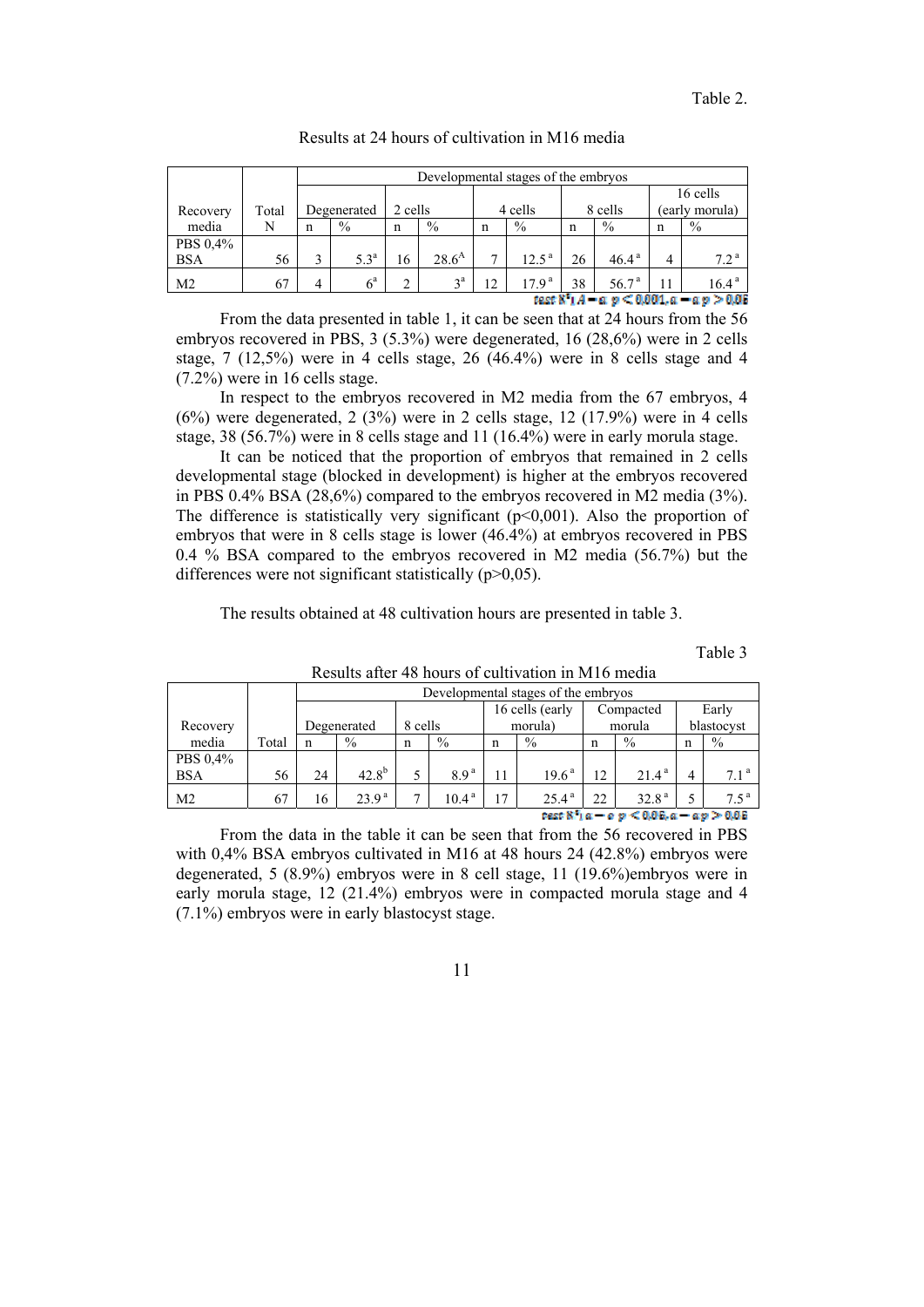Table 2.

Results at 24 hours of cultivation in M16 media

| Recovery media | Total | Developmental stages of the embryos | | | | | | | | | |
|---|---|---|---|---|---|---|---|---|---|---|---|
| | | Degenerated | | 2 cells | | 4 cells | | 8 cells | | 16 cells (early morula) | |
| | N | n | % | n | % | n | % | n | % | n | % |
| PBS 0,4% BSA | 56 | 3 | 5.3[a] | 16 | 28.6[A] | 7 | 12.5[a] | 26 | 46.4[a] | 4 | 7.2[a] |
| M2 | 67 | 4 | 6[a] | 2 | 3[a] | 12 | 17.9[a] | 38 | 56.7[a] | 11 | 16.4[a] |

test $X^2$; A – a $p < 0.001$, a – a $p > 0.05$

From the data presented in table 1, it can be seen that at 24 hours from the 56 embryos recovered in PBS, 3 (5.3%) were degenerated, 16 (28,6%) were in 2 cells stage, 7 (12,5%) were in 4 cells stage, 26 (46.4%) were in 8 cells stage and 4 (7.2%) were in 16 cells stage.

In respect to the embryos recovered in M2 media from the 67 embryos, 4 (6%) were degenerated, 2 (3%) were in 2 cells stage, 12 (17.9%) were in 4 cells stage, 38 (56.7%) were in 8 cells stage and 11 (16.4%) were in early morula stage.

It can be noticed that the proportion of embryos that remained in 2 cells developmental stage (blocked in development) is higher at the embryos recovered in PBS 0.4% BSA (28,6%) compared to the embryos recovered in M2 media (3%). The difference is statistically very significant ($p<0{,}001$). Also the proportion of embryos that were in 8 cells stage is lower (46.4%) at embryos recovered in PBS 0.4 % BSA compared to the embryos recovered in M2 media (56.7%) but the differences were not significant statistically ($p>0{,}05$).

The results obtained at 48 cultivation hours are presented in table 3.

Table 3

Results after 48 hours of cultivation in M16 media

| Recovery media | Total | Developmental stages of the embryos | | | | | | | | | |
|---|---|---|---|---|---|---|---|---|---|---|---|
| | | Degenerated | | 8 cells | | 16 cells (early morula) | | Compacted morula | | Early blastocyst | |
| | | n | % | n | % | n | % | n | % | n | % |
| PBS 0,4% BSA | 56 | 24 | 42.8[b] | 5 | 8.9[a] | 11 | 19.6[a] | 12 | 21.4[a] | 4 | 7.1[a] |
| M2 | 67 | 16 | 23.9[a] | 7 | 10.4[a] | 17 | 25.4[a] | 22 | 32.8[a] | 5 | 7.5[a] |

test $X^2$; a – e $p < 0.05$, a – a $p > 0.05$

From the data in the table it can be seen that from the 56 recovered in PBS with 0,4% BSA embryos cultivated in M16 at 48 hours 24 (42.8%) embryos were degenerated, 5 (8.9%) embryos were in 8 cell stage, 11 (19.6%)embryos were in early morula stage, 12 (21.4%) embryos were in compacted morula stage and 4 (7.1%) embryos were in early blastocyst stage.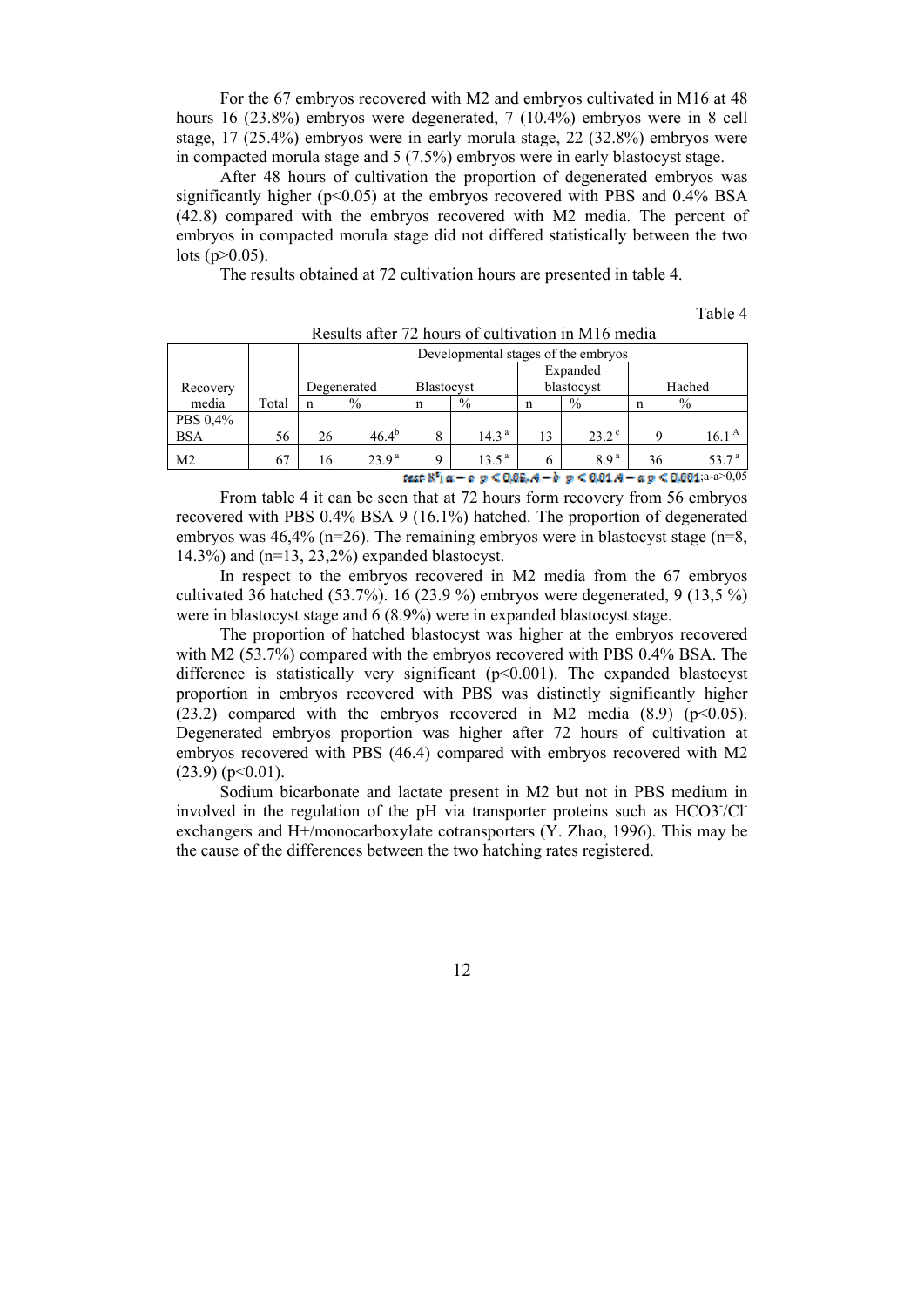For the 67 embryos recovered with M2 and embryos cultivated in M16 at 48 hours 16 (23.8%) embryos were degenerated, 7 (10.4%) embryos were in 8 cell stage, 17 (25.4%) embryos were in early morula stage, 22 (32.8%) embryos were in compacted morula stage and 5 (7.5%) embryos were in early blastocyst stage.

After 48 hours of cultivation the proportion of degenerated embryos was significantly higher ($p<0.05$) at the embryos recovered with PBS and 0.4% BSA (42.8) compared with the embryos recovered with M2 media. The percent of embryos in compacted morula stage did not differed statistically between the two lots ($p>0.05$).

The results obtained at 72 cultivation hours are presented in table 4.

Table 4

Results after 72 hours of cultivation in M16 media

| Recovery media | Total | Developmental stages of the embryos | | | | | | | |
|---|---|---|---|---|---|---|---|---|---|
| | | Degenerated | | Blastocyst | | Expanded blastocyst | | Hached | |
| | | n | % | n | % | n | % | n | % |
| PBS 0,4% BSA | 56 | 26 | $46.4^{b}$ | 8 | $14.3^{a}$ | 13 | $23.2^{c}$ | 9 | $16.1^{A}$ |
| M2 | 67 | 16 | $23.9^{a}$ | 9 | $13.5^{a}$ | 6 | $8.9^{a}$ | 36 | $53.7^{a}$ |

test $X^2$: a – c $p<0.05$; A – b $p<0.01$; A – a $p<0.001$; a-a>0,05

From table 4 it can be seen that at 72 hours form recovery from 56 embryos recovered with PBS 0.4% BSA 9 (16.1%) hatched. The proportion of degenerated embryos was 46,4% (n=26). The remaining embryos were in blastocyst stage (n=8, 14.3%) and (n=13, 23,2%) expanded blastocyst.

In respect to the embryos recovered in M2 media from the 67 embryos cultivated 36 hatched (53.7%). 16 (23.9 %) embryos were degenerated, 9 (13,5 %) were in blastocyst stage and 6 (8.9%) were in expanded blastocyst stage.

The proportion of hatched blastocyst was higher at the embryos recovered with M2 (53.7%) compared with the embryos recovered with PBS 0.4% BSA. The difference is statistically very significant ($p<0.001$). The expanded blastocyst proportion in embryos recovered with PBS was distinctly significantly higher (23.2) compared with the embryos recovered in M2 media (8.9) ($p<0.05$). Degenerated embryos proportion was higher after 72 hours of cultivation at embryos recovered with PBS (46.4) compared with embryos recovered with M2 (23.9) ($p<0.01$).

Sodium bicarbonate and lactate present in M2 but not in PBS medium in involved in the regulation of the pH via transporter proteins such as $HCO3^{-}/Cl^{-}$ exchangers and H+/monocarboxylate cotransporters (Y. Zhao, 1996). This may be the cause of the differences between the two hatching rates registered.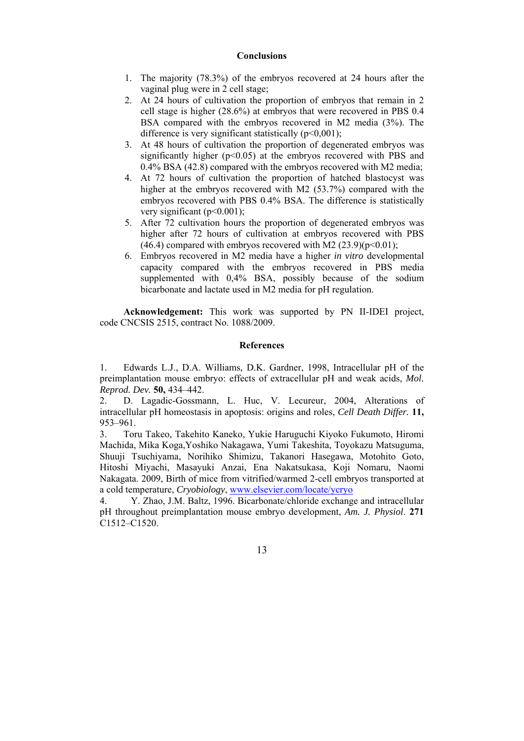## Conclusions

1. The majority (78.3%) of the embryos recovered at 24 hours after the vaginal plug were in 2 cell stage;
2. At 24 hours of cultivation the proportion of embryos that remain in 2 cell stage is higher (28.6%) at embryos that were recovered in PBS 0.4 BSA compared with the embryos recovered in M2 media (3%). The difference is very significant statistically ($p<0,001$);
3. At 48 hours of cultivation the proportion of degenerated embryos was significantly higher ($p<0.05$) at the embryos recovered with PBS and 0.4% BSA (42.8) compared with the embryos recovered with M2 media;
4. At 72 hours of cultivation the proportion of hatched blastocyst was higher at the embryos recovered with M2 (53.7%) compared with the embryos recovered with PBS 0.4% BSA. The difference is statistically very significant ($p<0.001$);
5. After 72 cultivation hours the proportion of degenerated embryos was higher after 72 hours of cultivation at embryos recovered with PBS (46.4) compared with embryos recovered with M2 (23.9)($p<0.01$);
6. Embryos recovered in M2 media have a higher *in vitro* developmental capacity compared with the embryos recovered in PBS media supplemented with 0,4% BSA, possibly because of the sodium bicarbonate and lactate used in M2 media for pH regulation.

**Acknowledgement:** This work was supported by PN II-IDEI project, code CNCSIS 2515, contract No. 1088/2009.

## References

1. Edwards L.J., D.A. Williams, D.K. Gardner, 1998, Intracellular pH of the preimplantation mouse embryo: effects of extracellular pH and weak acids, *Mol. Reprod. Dev.* **50,** 434–442.
2. D. Lagadic-Gossmann, L. Huc, V. Lecureur, 2004, Alterations of intracellular pH homeostasis in apoptosis: origins and roles, *Cell Death Differ.* **11,** 953–961.
3. Toru Takeo, Takehito Kaneko, Yukie Haruguchi Kiyoko Fukumoto, Hiromi Machida, Mika Koga,Yoshiko Nakagawa, Yumi Takeshita, Toyokazu Matsuguma, Shuuji Tsuchiyama, Norihiko Shimizu, Takanori Hasegawa, Motohito Goto, Hitoshi Miyachi, Masayuki Anzai, Ena Nakatsukasa, Koji Nomaru, Naomi Nakagata. 2009, Birth of mice from vitrified/warmed 2-cell embryos transported at a cold temperature, *Cryobiology*, www.elsevier.com/locate/ycryo
4. Y. Zhao, J.M. Baltz, 1996. Bicarbonate/chloride exchange and intracellular pH throughout preimplantation mouse embryo development, *Am. J. Physiol*. **271** C1512–C1520.